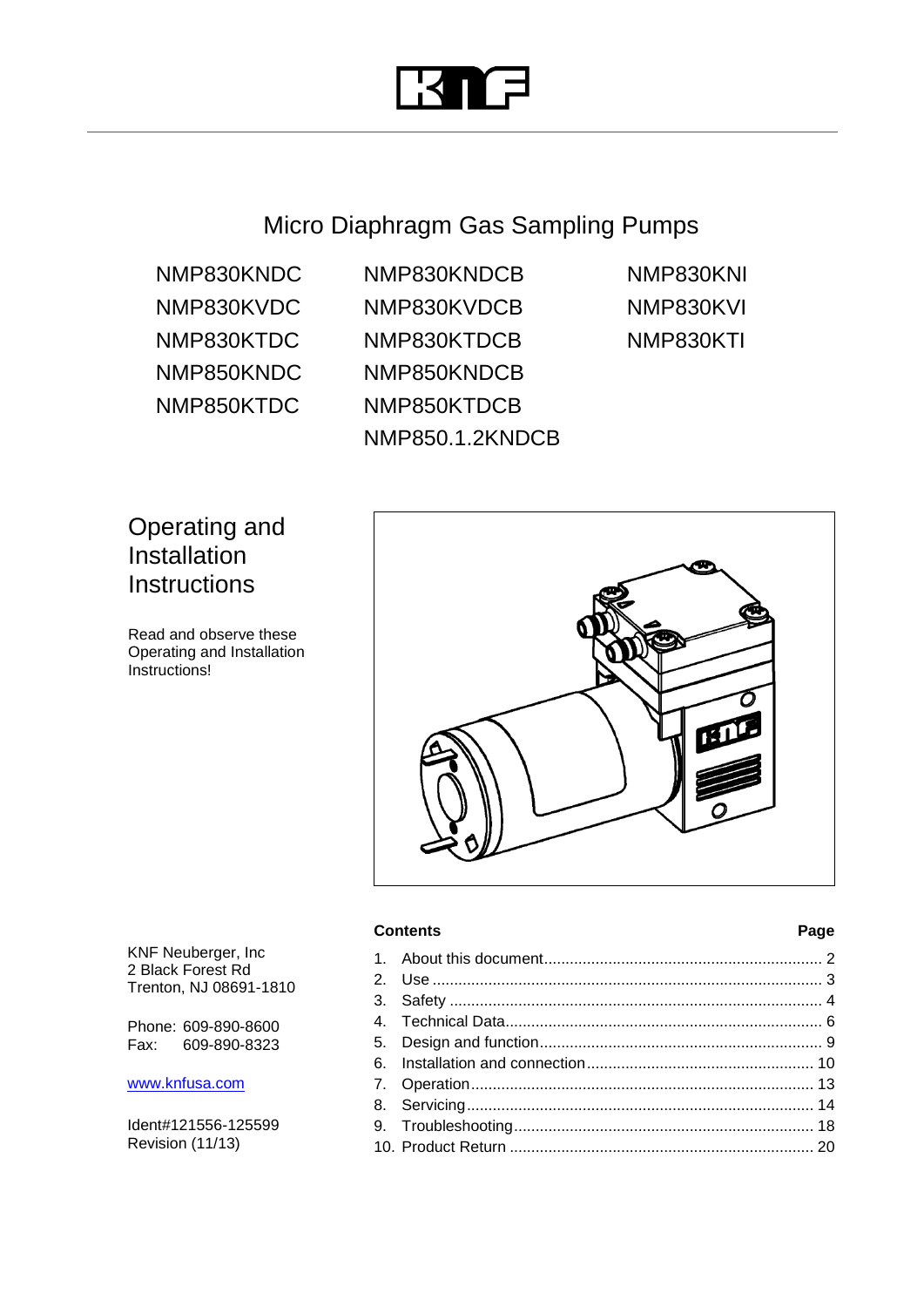KNF

# Micro Diaphragm Gas Sampling Pumps

NMP830KNDC
NMP830KVDC
NMP830KTDC
NMP850KNDC
NMP850KTDC

NMP830KNDCB
NMP830KVDCB
NMP830KTDCB
NMP850KNDCB
NMP850KTDCB
NMP850.1.2KNDCB

NMP830KNI
NMP830KVI
NMP830KTI

## Operating and Installation Instructions

Read and observe these Operating and Installation Instructions!

KNF Neuberger, Inc
2 Black Forest Rd
Trenton, NJ 08691-1810

Phone: 609-890-8600
Fax: 609-890-8323

www.knfusa.com

Ident#121556-125599
Revision (11/13)

| Contents | Page |
|---|---|
| 1. About this document | 2 |
| 2. Use | 3 |
| 3. Safety | 4 |
| 4. Technical Data | 6 |
| 5. Design and function | 9 |
| 6. Installation and connection | 10 |
| 7. Operation | 13 |
| 8. Servicing | 14 |
| 9. Troubleshooting | 18 |
| 10. Product Return | 20 |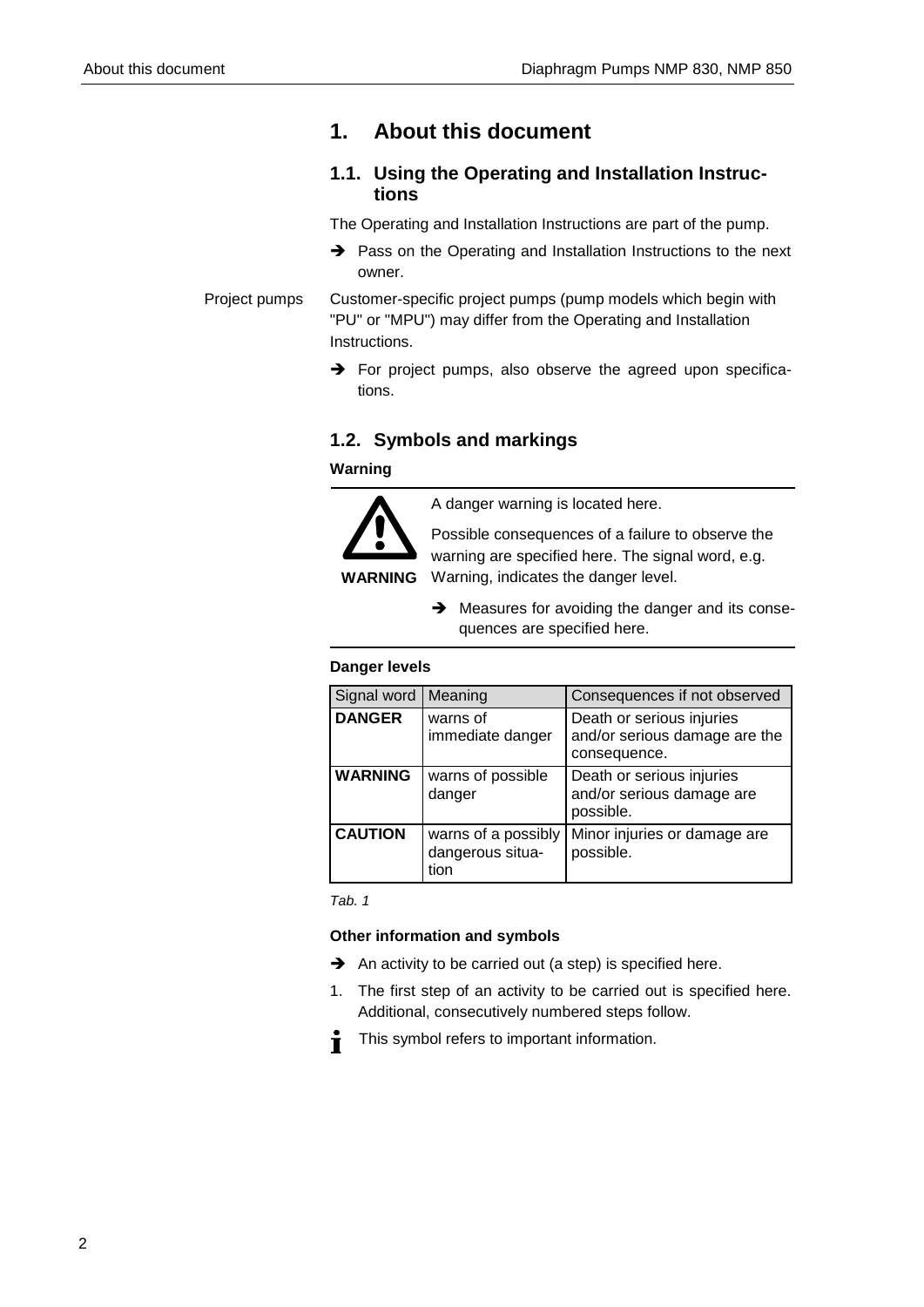# 1. About this document

## 1.1. Using the Operating and Installation Instructions

The Operating and Installation Instructions are part of the pump.

➔ Pass on the Operating and Installation Instructions to the next owner.

Project pumps

Customer-specific project pumps (pump models which begin with "PU" or "MPU") may differ from the Operating and Installation Instructions.

➔ For project pumps, also observe the agreed upon specifications.

## 1.2. Symbols and markings

**Warning**

**WARNING**

A danger warning is located here.

Possible consequences of a failure to observe the warning are specified here. The signal word, e.g. Warning, indicates the danger level.

➔ Measures for avoiding the danger and its consequences are specified here.

**Danger levels**

| Signal word | Meaning | Consequences if not observed |
|---|---|---|
| **DANGER** | warns of immediate danger | Death or serious injuries and/or serious damage are the consequence. |
| **WARNING** | warns of possible danger | Death or serious injuries and/or serious damage are possible. |
| **CAUTION** | warns of a possibly dangerous situation | Minor injuries or damage are possible. |

*Tab. 1*

**Other information and symbols**

➔ An activity to be carried out (a step) is specified here.

1. The first step of an activity to be carried out is specified here. Additional, consecutively numbered steps follow.

This symbol refers to important information.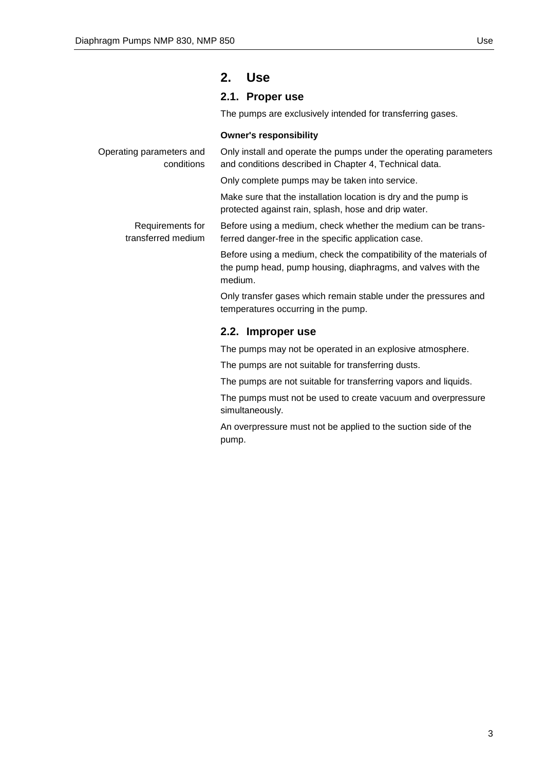# 2. Use

## 2.1. Proper use

The pumps are exclusively intended for transferring gases.

**Owner's responsibility**

Operating parameters and conditions

Only install and operate the pumps under the operating parameters and conditions described in Chapter 4, Technical data.

Only complete pumps may be taken into service.

Make sure that the installation location is dry and the pump is protected against rain, splash, hose and drip water.

Requirements for transferred medium

Before using a medium, check whether the medium can be transferred danger-free in the specific application case.

Before using a medium, check the compatibility of the materials of the pump head, pump housing, diaphragms, and valves with the medium.

Only transfer gases which remain stable under the pressures and temperatures occurring in the pump.

## 2.2. Improper use

The pumps may not be operated in an explosive atmosphere.

The pumps are not suitable for transferring dusts.

The pumps are not suitable for transferring vapors and liquids.

The pumps must not be used to create vacuum and overpressure simultaneously.

An overpressure must not be applied to the suction side of the pump.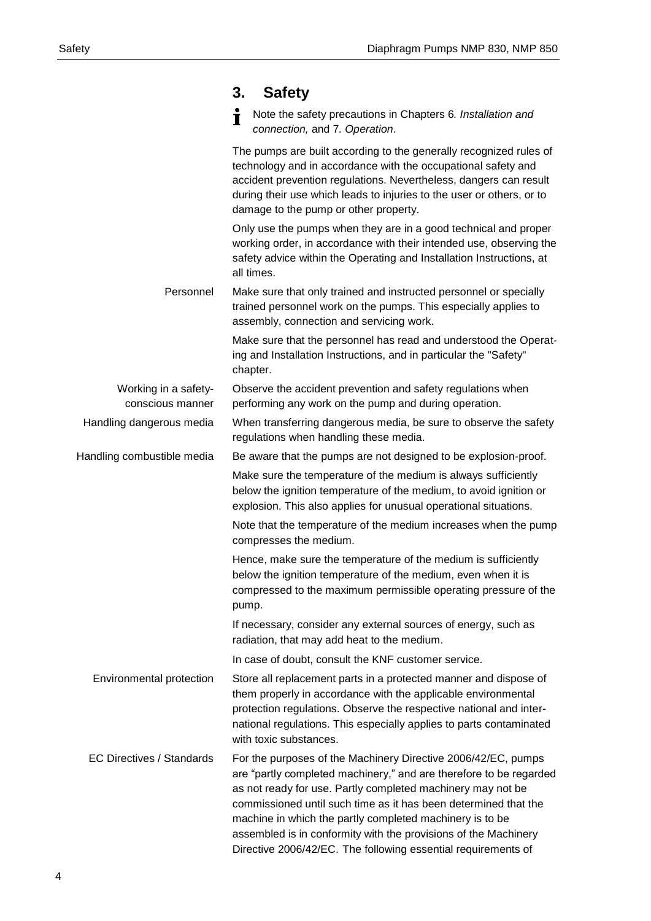# 3. Safety

> ℹ Note the safety precautions in Chapters 6. *Installation and connection,* and 7. *Operation*.

The pumps are built according to the generally recognized rules of technology and in accordance with the occupational safety and accident prevention regulations. Nevertheless, dangers can result during their use which leads to injuries to the user or others, or to damage to the pump or other property.

Only use the pumps when they are in a good technical and proper working order, in accordance with their intended use, observing the safety advice within the Operating and Installation Instructions, at all times.

**Personnel**

Make sure that only trained and instructed personnel or specially trained personnel work on the pumps. This especially applies to assembly, connection and servicing work.

Make sure that the personnel has read and understood the Operating and Installation Instructions, and in particular the "Safety" chapter.

**Working in a safety-conscious manner**

Observe the accident prevention and safety regulations when performing any work on the pump and during operation.

**Handling dangerous media**

When transferring dangerous media, be sure to observe the safety regulations when handling these media.

**Handling combustible media**

Be aware that the pumps are not designed to be explosion-proof.

Make sure the temperature of the medium is always sufficiently below the ignition temperature of the medium, to avoid ignition or explosion. This also applies for unusual operational situations.

Note that the temperature of the medium increases when the pump compresses the medium.

Hence, make sure the temperature of the medium is sufficiently below the ignition temperature of the medium, even when it is compressed to the maximum permissible operating pressure of the pump.

If necessary, consider any external sources of energy, such as radiation, that may add heat to the medium.

In case of doubt, consult the KNF customer service.

**Environmental protection**

Store all replacement parts in a protected manner and dispose of them properly in accordance with the applicable environmental protection regulations. Observe the respective national and international regulations. This especially applies to parts contaminated with toxic substances.

**EC Directives / Standards**

For the purposes of the Machinery Directive 2006/42/EC, pumps are "partly completed machinery," and are therefore to be regarded as not ready for use. Partly completed machinery may not be commissioned until such time as it has been determined that the machine in which the partly completed machinery is to be assembled is in conformity with the provisions of the Machinery Directive 2006/42/EC. The following essential requirements of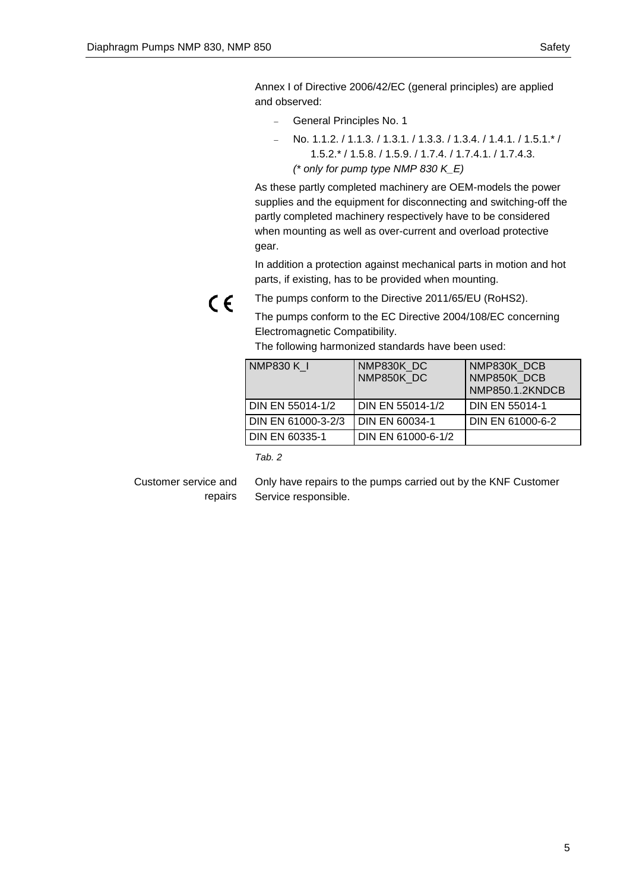Annex I of Directive 2006/42/EC (general principles) are applied and observed:

- General Principles No. 1
- No. 1.1.2. / 1.1.3. / 1.3.1. / 1.3.3. / 1.3.4. / 1.4.1. / 1.5.1.* / 1.5.2.* / 1.5.8. / 1.5.9. / 1.7.4. / 1.7.4.1. / 1.7.4.3.
  *(* only for pump type NMP 830 K_E)*

As these partly completed machinery are OEM-models the power supplies and the equipment for disconnecting and switching-off the partly completed machinery respectively have to be considered when mounting as well as over-current and overload protective gear.

In addition a protection against mechanical parts in motion and hot parts, if existing, has to be provided when mounting.

CE

The pumps conform to the Directive 2011/65/EU (RoHS2).

The pumps conform to the EC Directive 2004/108/EC concerning Electromagnetic Compatibility.

The following harmonized standards have been used:

| NMP830 K_I | NMP830K_DC<br>NMP850K_DC | NMP830K_DCB<br>NMP850K_DCB<br>NMP850.1.2KNDCB |
|---|---|---|
| DIN EN 55014-1/2 | DIN EN 55014-1/2 | DIN EN 55014-1 |
| DIN EN 61000-3-2/3 | DIN EN 60034-1 | DIN EN 61000-6-2 |
| DIN EN 60335-1 | DIN EN 61000-6-1/2 | |

*Tab. 2*

**Customer service and repairs**

Only have repairs to the pumps carried out by the KNF Customer Service responsible.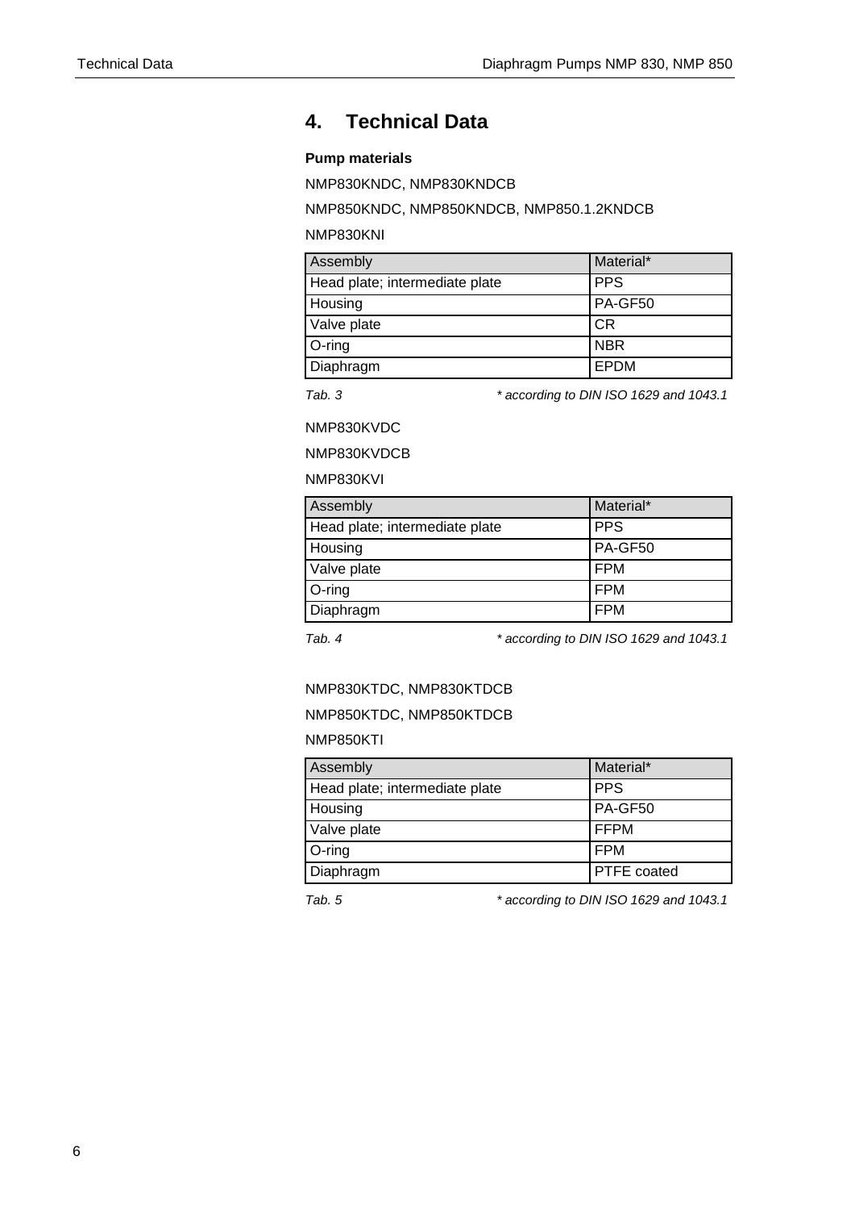# 4. Technical Data

**Pump materials**

NMP830KNDC, NMP830KNDCB

NMP850KNDC, NMP850KNDCB, NMP850.1.2KNDCB

NMP830KNI

| Assembly | Material* |
|---|---|
| Head plate; intermediate plate | PPS |
| Housing | PA-GF50 |
| Valve plate | CR |
| O-ring | NBR |
| Diaphragm | EPDM |

*Tab. 3* *\* according to DIN ISO 1629 and 1043.1*

NMP830KVDC

NMP830KVDCB

NMP830KVI

| Assembly | Material* |
|---|---|
| Head plate; intermediate plate | PPS |
| Housing | PA-GF50 |
| Valve plate | FPM |
| O-ring | FPM |
| Diaphragm | FPM |

*Tab. 4* *\* according to DIN ISO 1629 and 1043.1*

NMP830KTDC, NMP830KTDCB

NMP850KTDC, NMP850KTDCB

NMP850KTI

| Assembly | Material* |
|---|---|
| Head plate; intermediate plate | PPS |
| Housing | PA-GF50 |
| Valve plate | FFPM |
| O-ring | FPM |
| Diaphragm | PTFE coated |

*Tab. 5* *\* according to DIN ISO 1629 and 1043.1*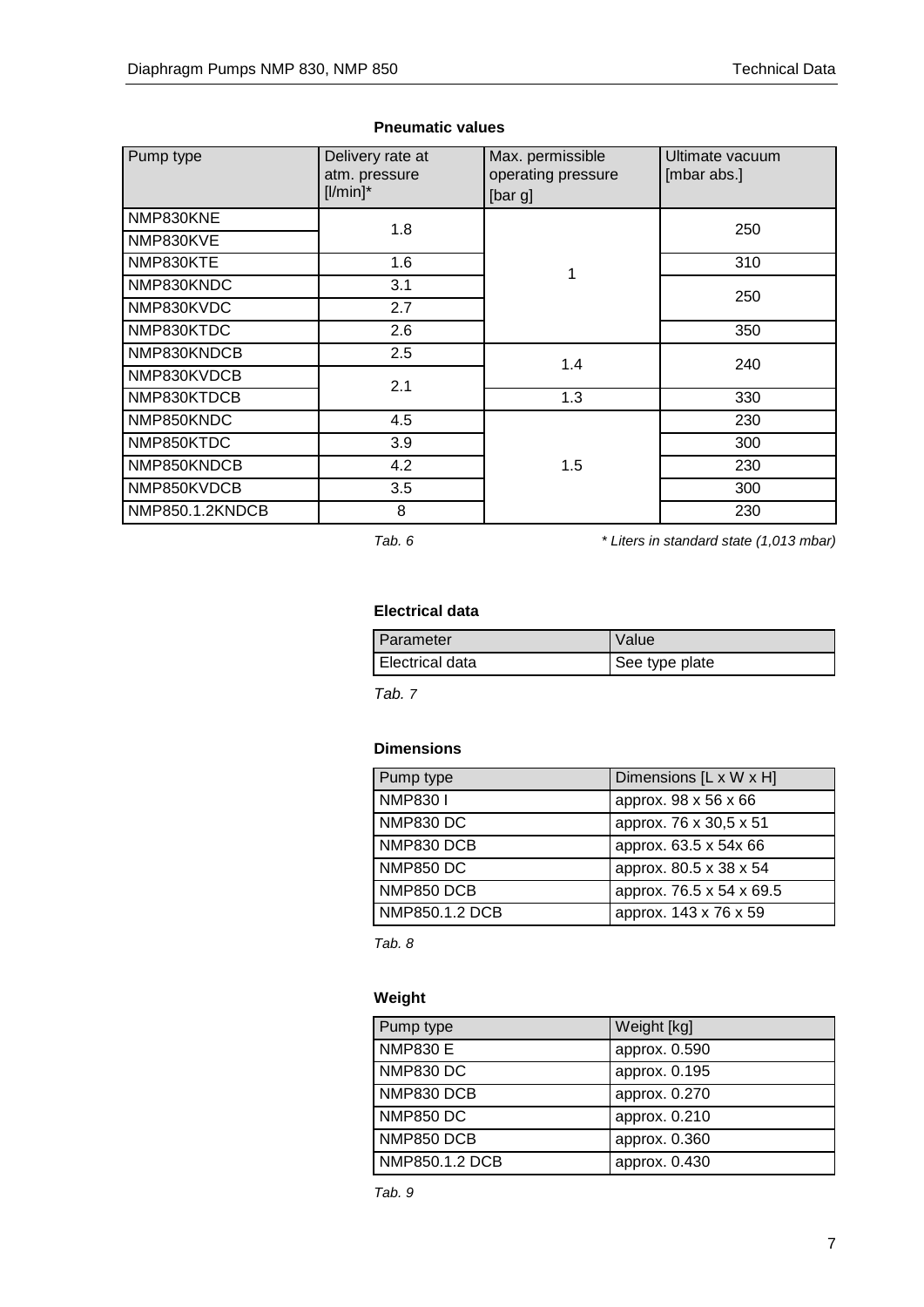**Pneumatic values**

| Pump type | Delivery rate at atm. pressure [l/min]* | Max. permissible operating pressure [bar g] | Ultimate vacuum [mbar abs.] |
|---|---|---|---|
| NMP830KNE | 1.8 | 1 | 250 |
| NMP830KVE | | | |
| NMP830KTE | 1.6 | | 310 |
| NMP830KNDC | 3.1 | | 250 |
| NMP830KVDC | 2.7 | | |
| NMP830KTDC | 2.6 | | 350 |
| NMP830KNDCB | 2.5 | 1.4 | 240 |
| NMP830KVDCB | 2.1 | | |
| NMP830KTDCB | | 1.3 | 330 |
| NMP850KNDC | 4.5 | 1.5 | 230 |
| NMP850KTDC | 3.9 | | 300 |
| NMP850KNDCB | 4.2 | | 230 |
| NMP850KVDCB | 3.5 | | 300 |
| NMP850.1.2KNDCB | 8 | | 230 |

*Tab. 6*

*\* Liters in standard state (1,013 mbar)*

**Electrical data**

| Parameter | Value |
|---|---|
| Electrical data | See type plate |

*Tab. 7*

**Dimensions**

| Pump type | Dimensions [L x W x H] |
|---|---|
| NMP830 I | approx. 98 x 56 x 66 |
| NMP830 DC | approx. 76 x 30,5 x 51 |
| NMP830 DCB | approx. 63.5 x 54x 66 |
| NMP850 DC | approx. 80.5 x 38 x 54 |
| NMP850 DCB | approx. 76.5 x 54 x 69.5 |
| NMP850.1.2 DCB | approx. 143 x 76 x 59 |

*Tab. 8*

**Weight**

| Pump type | Weight [kg] |
|---|---|
| NMP830 E | approx. 0.590 |
| NMP830 DC | approx. 0.195 |
| NMP830 DCB | approx. 0.270 |
| NMP850 DC | approx. 0.210 |
| NMP850 DCB | approx. 0.360 |
| NMP850.1.2 DCB | approx. 0.430 |

*Tab. 9*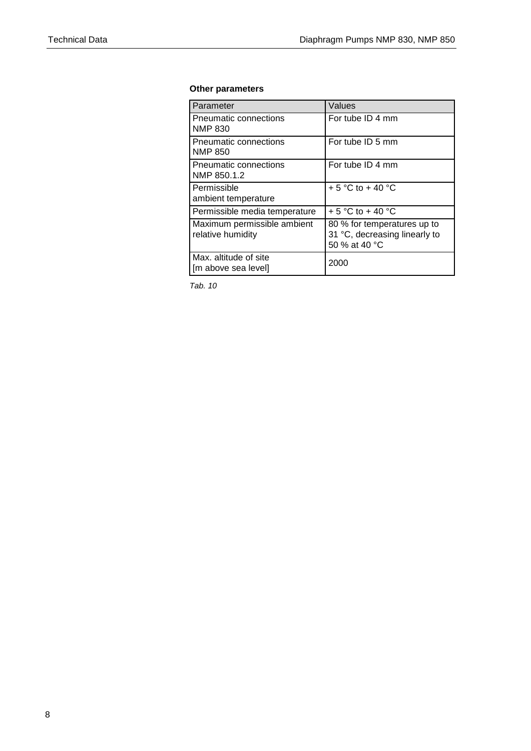**Other parameters**

| Parameter | Values |
|---|---|
| Pneumatic connections NMP 830 | For tube ID 4 mm |
| Pneumatic connections NMP 850 | For tube ID 5 mm |
| Pneumatic connections NMP 850.1.2 | For tube ID 4 mm |
| Permissible ambient temperature | + 5 °C to + 40 °C |
| Permissible media temperature | + 5 °C to + 40 °C |
| Maximum permissible ambient relative humidity | 80 % for temperatures up to 31 °C, decreasing linearly to 50 % at 40 °C |
| Max. altitude of site [m above sea level] | 2000 |

*Tab. 10*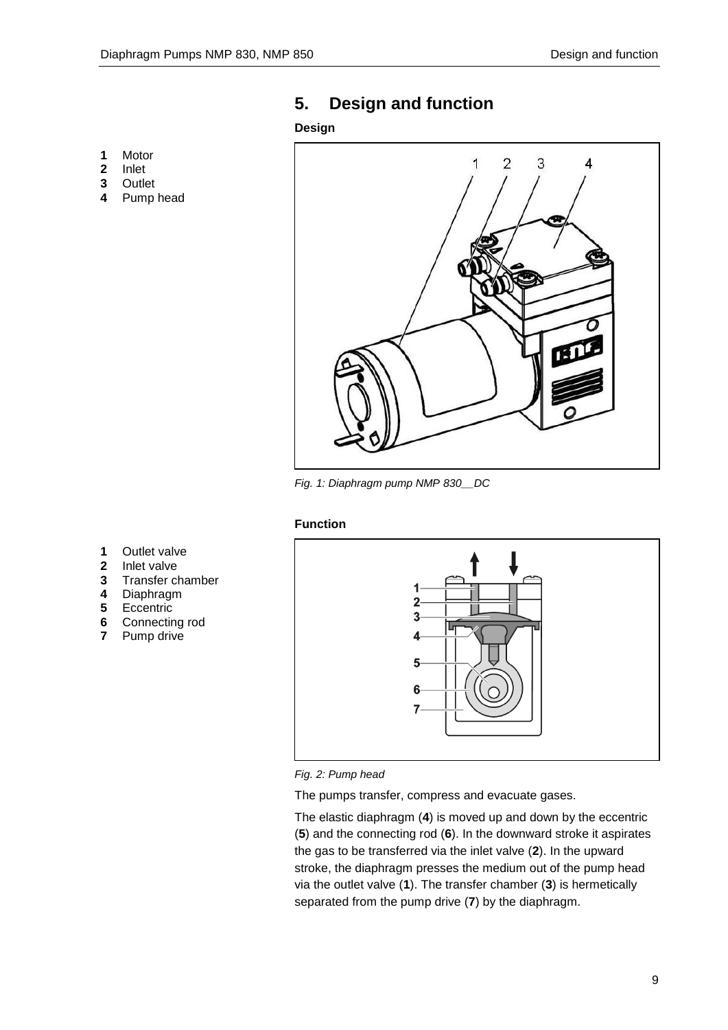## 5. Design and function

### Design

1 Motor
2 Inlet
3 Outlet
4 Pump head

*Fig. 1: Diaphragm pump NMP 830\_\_DC*

### Function

1 Outlet valve
2 Inlet valve
3 Transfer chamber
4 Diaphragm
5 Eccentric
6 Connecting rod
7 Pump drive

*Fig. 2: Pump head*

The pumps transfer, compress and evacuate gases.

The elastic diaphragm (**4**) is moved up and down by the eccentric (**5**) and the connecting rod (**6**). In the downward stroke it aspirates the gas to be transferred via the inlet valve (**2**). In the upward stroke, the diaphragm presses the medium out of the pump head via the outlet valve (**1**). The transfer chamber (**3**) is hermetically separated from the pump drive (**7**) by the diaphragm.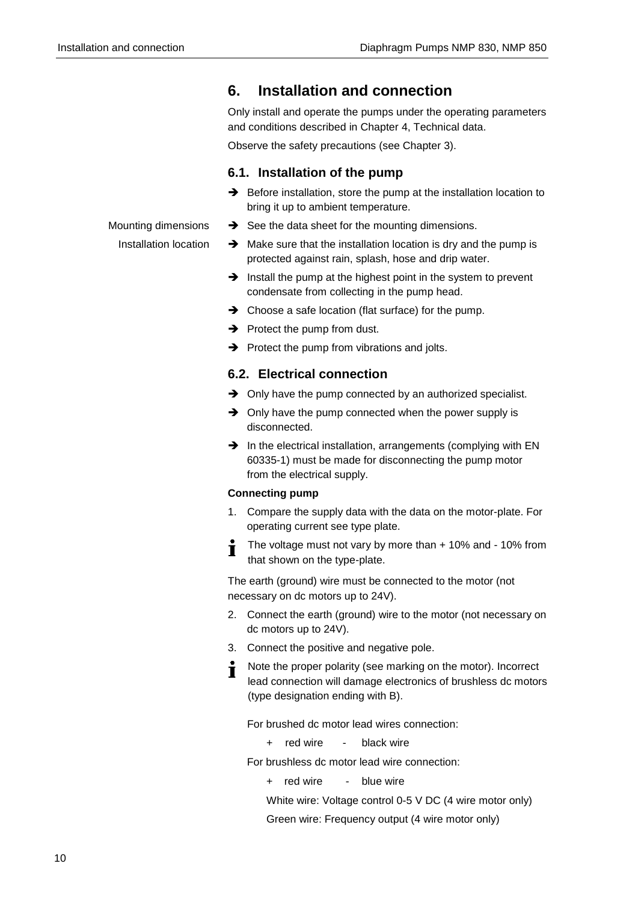# 6. Installation and connection

Only install and operate the pumps under the operating parameters and conditions described in Chapter 4, Technical data.

Observe the safety precautions (see Chapter 3).

## 6.1. Installation of the pump

- ➔ Before installation, store the pump at the installation location to bring it up to ambient temperature.

Mounting dimensions

- ➔ See the data sheet for the mounting dimensions.

Installation location

- ➔ Make sure that the installation location is dry and the pump is protected against rain, splash, hose and drip water.
- ➔ Install the pump at the highest point in the system to prevent condensate from collecting in the pump head.
- ➔ Choose a safe location (flat surface) for the pump.
- ➔ Protect the pump from dust.
- ➔ Protect the pump from vibrations and jolts.

## 6.2. Electrical connection

- ➔ Only have the pump connected by an authorized specialist.
- ➔ Only have the pump connected when the power supply is disconnected.
- ➔ In the electrical installation, arrangements (complying with EN 60335-1) must be made for disconnecting the pump motor from the electrical supply.

**Connecting pump**

1. Compare the supply data with the data on the motor-plate. For operating current see type plate.

> ℹ The voltage must not vary by more than + 10% and - 10% from that shown on the type-plate.

The earth (ground) wire must be connected to the motor (not necessary on dc motors up to 24V).

2. Connect the earth (ground) wire to the motor (not necessary on dc motors up to 24V).
3. Connect the positive and negative pole.

> ℹ Note the proper polarity (see marking on the motor). Incorrect lead connection will damage electronics of brushless dc motors (type designation ending with B).

For brushed dc motor lead wires connection:

+ red wire - black wire

For brushless dc motor lead wire connection:

+ red wire - blue wire

White wire: Voltage control 0-5 V DC (4 wire motor only)

Green wire: Frequency output (4 wire motor only)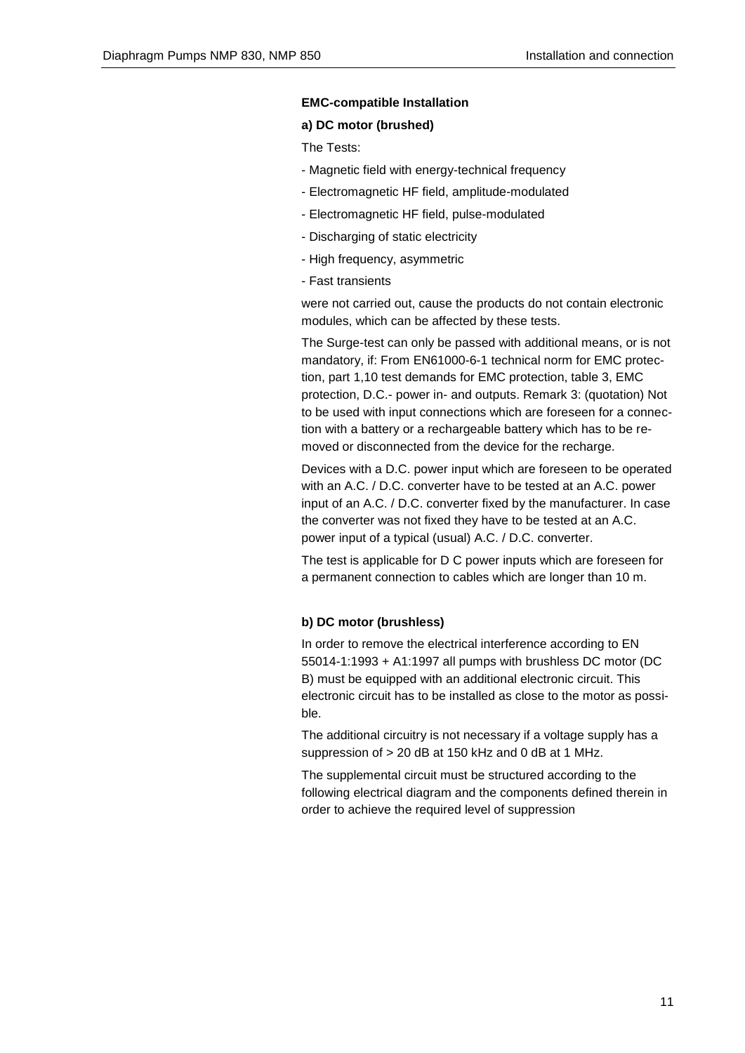**EMC-compatible Installation**

**a) DC motor (brushed)**

The Tests:

- Magnetic field with energy-technical frequency
- Electromagnetic HF field, amplitude-modulated
- Electromagnetic HF field, pulse-modulated
- Discharging of static electricity
- High frequency, asymmetric
- Fast transients

were not carried out, cause the products do not contain electronic modules, which can be affected by these tests.

The Surge-test can only be passed with additional means, or is not mandatory, if: From EN61000-6-1 technical norm for EMC protection, part 1,10 test demands for EMC protection, table 3, EMC protection, D.C.- power in- and outputs. Remark 3: (quotation) Not to be used with input connections which are foreseen for a connection with a battery or a rechargeable battery which has to be removed or disconnected from the device for the recharge.

Devices with a D.C. power input which are foreseen to be operated with an A.C. / D.C. converter have to be tested at an A.C. power input of an A.C. / D.C. converter fixed by the manufacturer. In case the converter was not fixed they have to be tested at an A.C. power input of a typical (usual) A.C. / D.C. converter.

The test is applicable for D C power inputs which are foreseen for a permanent connection to cables which are longer than 10 m.

**b) DC motor (brushless)**

In order to remove the electrical interference according to EN 55014-1:1993 + A1:1997 all pumps with brushless DC motor (DC B) must be equipped with an additional electronic circuit. This electronic circuit has to be installed as close to the motor as possible.

The additional circuitry is not necessary if a voltage supply has a suppression of > 20 dB at 150 kHz and 0 dB at 1 MHz.

The supplemental circuit must be structured according to the following electrical diagram and the components defined therein in order to achieve the required level of suppression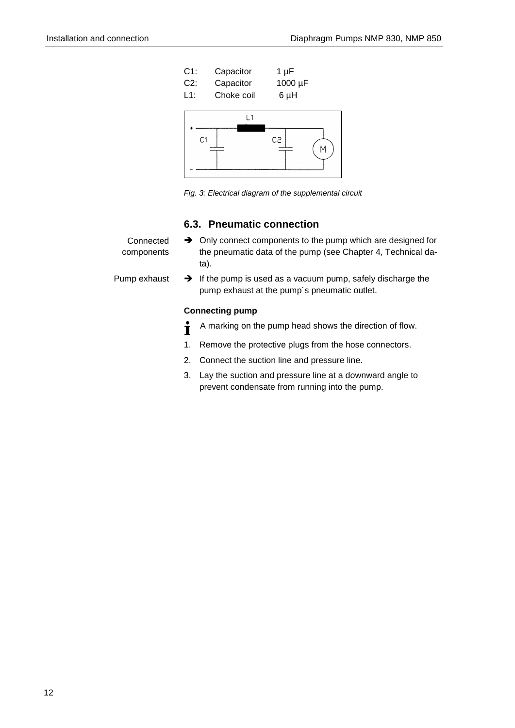| | | |
|---|---|---|
| C1: | Capacitor | 1 µF |
| C2: | Capacitor | 1000 µF |
| L1: | Choke coil | 6 µH |

*Fig. 3: Electrical diagram of the supplemental circuit*

## 6.3. Pneumatic connection

Connected components

➔ Only connect components to the pump which are designed for the pneumatic data of the pump (see Chapter 4, Technical data).

Pump exhaust

➔ If the pump is used as a vacuum pump, safely discharge the pump exhaust at the pump´s pneumatic outlet.

**Connecting pump**

A marking on the pump head shows the direction of flow.

1. Remove the protective plugs from the hose connectors.
2. Connect the suction line and pressure line.
3. Lay the suction and pressure line at a downward angle to prevent condensate from running into the pump.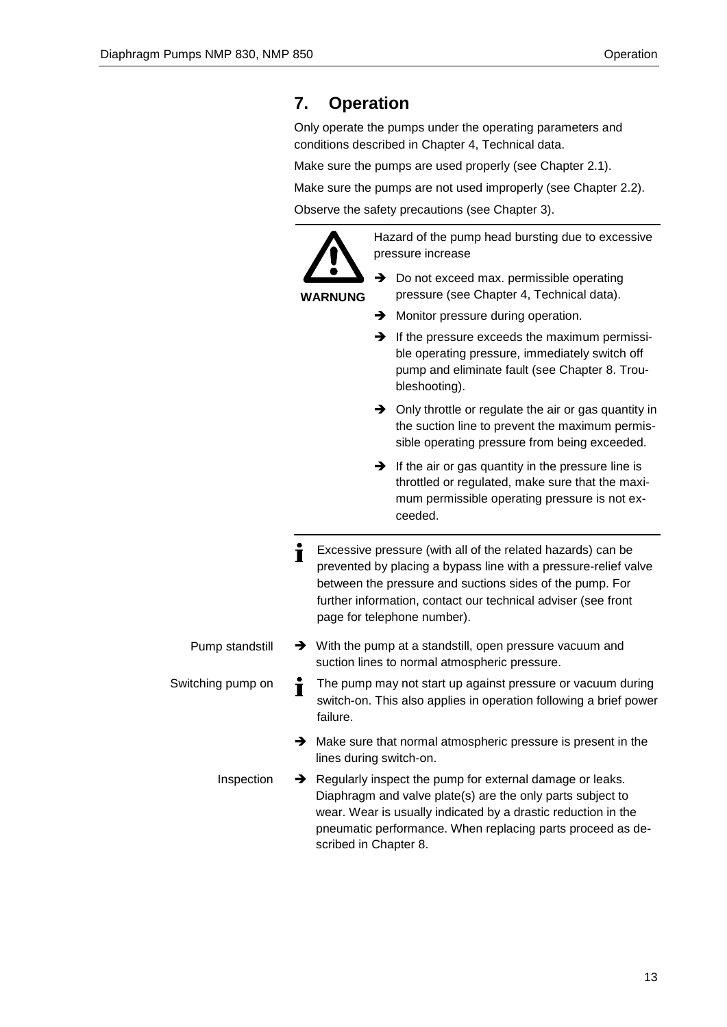# 7. Operation

Only operate the pumps under the operating parameters and conditions described in Chapter 4, Technical data.

Make sure the pumps are used properly (see Chapter 2.1).

Make sure the pumps are not used improperly (see Chapter 2.2).

Observe the safety precautions (see Chapter 3).

---

**WARNUNG**

Hazard of the pump head bursting due to excessive pressure increase

- ➔ Do not exceed max. permissible operating pressure (see Chapter 4, Technical data).
- ➔ Monitor pressure during operation.
- ➔ If the pressure exceeds the maximum permissible operating pressure, immediately switch off pump and eliminate fault (see Chapter 8. Troubleshooting).
- ➔ Only throttle or regulate the air or gas quantity in the suction line to prevent the maximum permissible operating pressure from being exceeded.
- ➔ If the air or gas quantity in the pressure line is throttled or regulated, make sure that the maximum permissible operating pressure is not exceeded.

---

ℹ Excessive pressure (with all of the related hazards) can be prevented by placing a bypass line with a pressure-relief valve between the pressure and suctions sides of the pump. For further information, contact our technical adviser (see front page for telephone number).

**Pump standstill**

- ➔ With the pump at a standstill, open pressure vacuum and suction lines to normal atmospheric pressure.

**Switching pump on**

ℹ The pump may not start up against pressure or vacuum during switch-on. This also applies in operation following a brief power failure.

- ➔ Make sure that normal atmospheric pressure is present in the lines during switch-on.

**Inspection**

- ➔ Regularly inspect the pump for external damage or leaks. Diaphragm and valve plate(s) are the only parts subject to wear. Wear is usually indicated by a drastic reduction in the pneumatic performance. When replacing parts proceed as described in Chapter 8.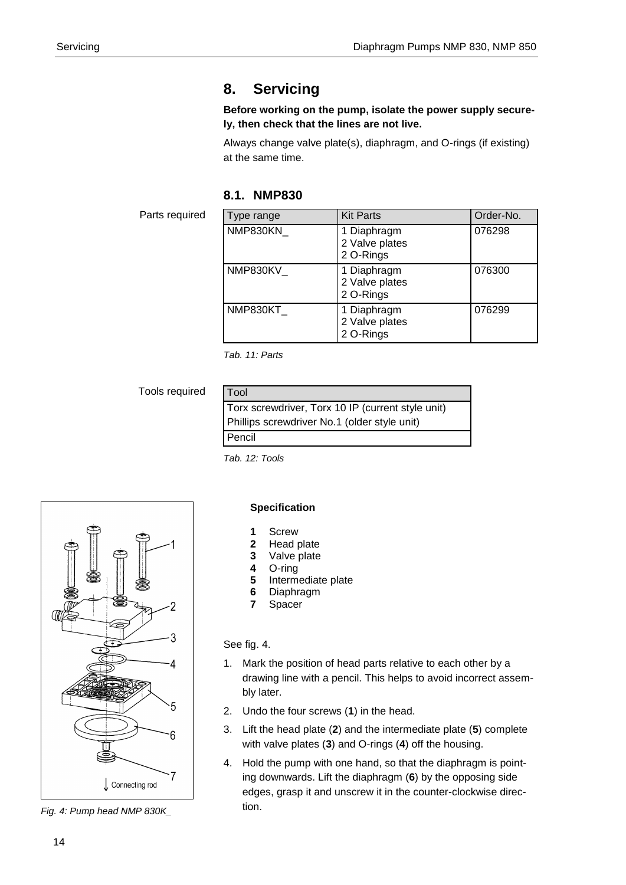# 8. Servicing

**Before working on the pump, isolate the power supply securely, then check that the lines are not live.**

Always change valve plate(s), diaphragm, and O-rings (if existing) at the same time.

## 8.1. NMP830

Parts required

| Type range | Kit Parts | Order-No. |
|---|---|---|
| NMP830KN_ | 1 Diaphragm<br>2 Valve plates<br>2 O-Rings | 076298 |
| NMP830KV_ | 1 Diaphragm<br>2 Valve plates<br>2 O-Rings | 076300 |
| NMP830KT_ | 1 Diaphragm<br>2 Valve plates<br>2 O-Rings | 076299 |

*Tab. 11: Parts*

Tools required

| Tool |
|---|
| Torx screwdriver, Torx 10 IP (current style unit)<br>Phillips screwdriver No.1 (older style unit) |
| Pencil |

*Tab. 12: Tools*

*Fig. 4: Pump head NMP 830K_*

**Specification**

**1** Screw
**2** Head plate
**3** Valve plate
**4** O-ring
**5** Intermediate plate
**6** Diaphragm
**7** Spacer

See fig. 4.

1. Mark the position of head parts relative to each other by a drawing line with a pencil. This helps to avoid incorrect assembly later.
2. Undo the four screws (**1**) in the head.
3. Lift the head plate (**2**) and the intermediate plate (**5**) complete with valve plates (**3**) and O-rings (**4**) off the housing.
4. Hold the pump with one hand, so that the diaphragm is pointing downwards. Lift the diaphragm (**6**) by the opposing side edges, grasp it and unscrew it in the counter-clockwise direction.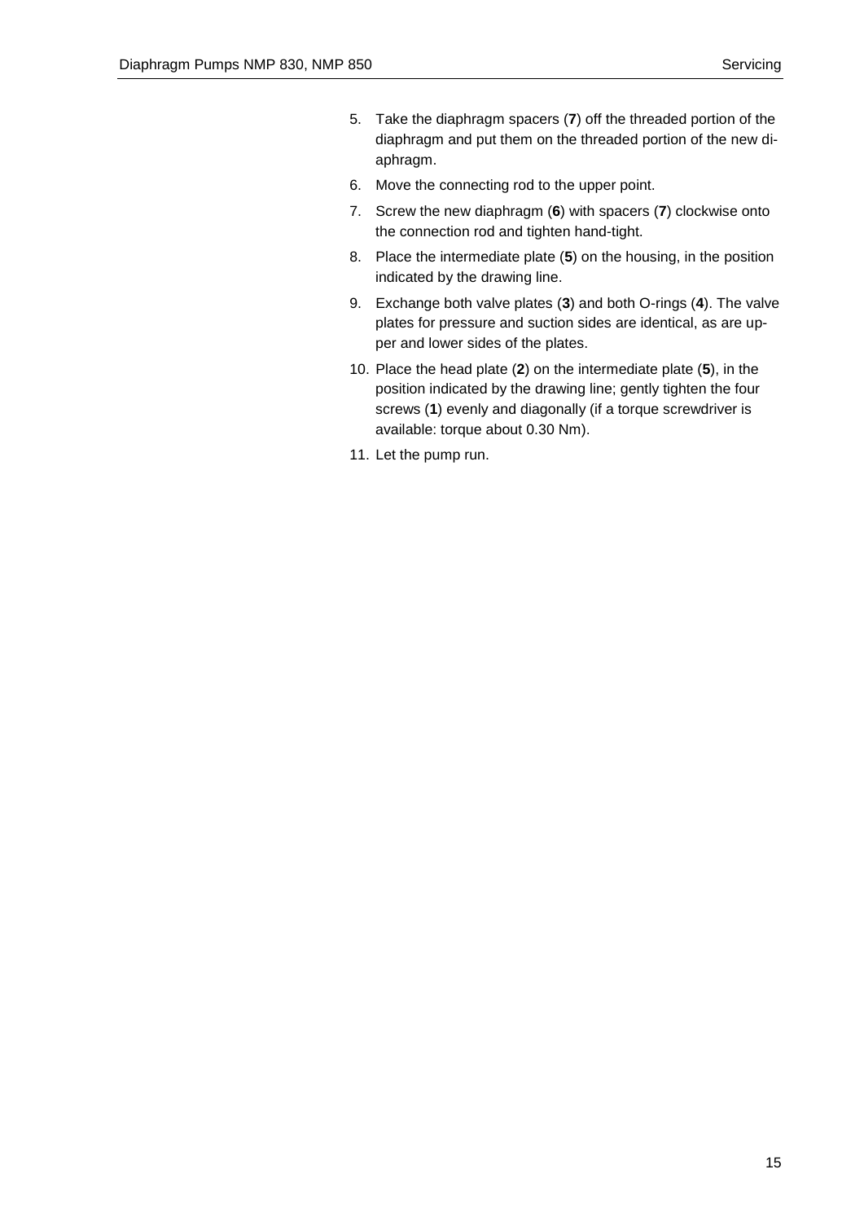5. Take the diaphragm spacers (**7**) off the threaded portion of the diaphragm and put them on the threaded portion of the new diaphragm.
6. Move the connecting rod to the upper point.
7. Screw the new diaphragm (**6**) with spacers (**7**) clockwise onto the connection rod and tighten hand-tight.
8. Place the intermediate plate (**5**) on the housing, in the position indicated by the drawing line.
9. Exchange both valve plates (**3**) and both O-rings (**4**). The valve plates for pressure and suction sides are identical, as are upper and lower sides of the plates.
10. Place the head plate (**2**) on the intermediate plate (**5**), in the position indicated by the drawing line; gently tighten the four screws (**1**) evenly and diagonally (if a torque screwdriver is available: torque about 0.30 Nm).
11. Let the pump run.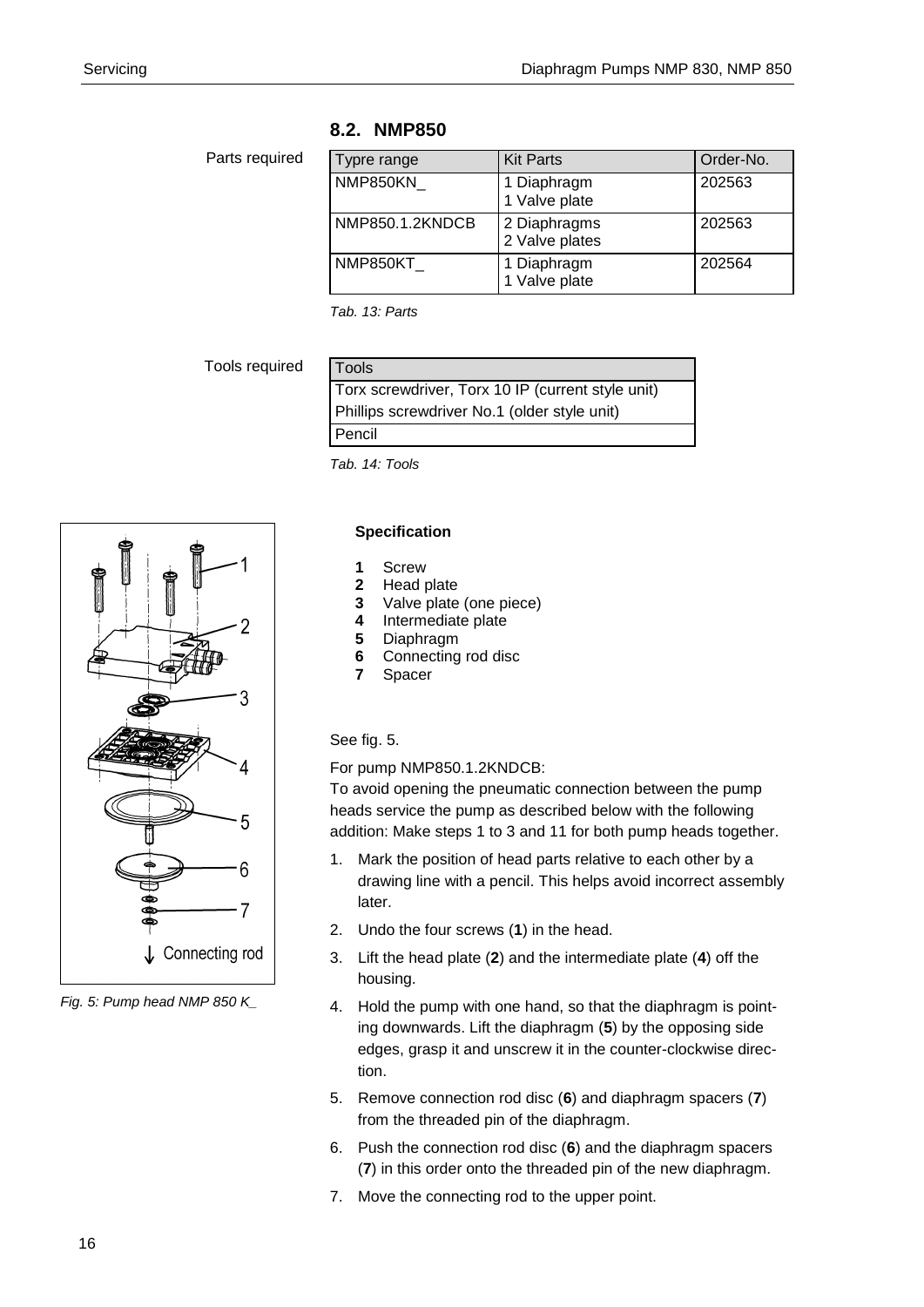## 8.2. NMP850

Parts required

| Typre range | Kit Parts | Order-No. |
| --- | --- | --- |
| NMP850KN_ | 1 Diaphragm<br>1 Valve plate | 202563 |
| NMP850.1.2KNDCB | 2 Diaphragms<br>2 Valve plates | 202563 |
| NMP850KT_ | 1 Diaphragm<br>1 Valve plate | 202564 |

*Tab. 13: Parts*

Tools required

| Tools |
| --- |
| Torx screwdriver, Torx 10 IP (current style unit) |
| Phillips screwdriver No.1 (older style unit) |
| Pencil |

*Tab. 14: Tools*

*Fig. 5: Pump head NMP 850 K_*

**Specification**

**1** Screw
**2** Head plate
**3** Valve plate (one piece)
**4** Intermediate plate
**5** Diaphragm
**6** Connecting rod disc
**7** Spacer

See fig. 5.

For pump NMP850.1.2KNDCB:
To avoid opening the pneumatic connection between the pump heads service the pump as described below with the following addition: Make steps 1 to 3 and 11 for both pump heads together.

1. Mark the position of head parts relative to each other by a drawing line with a pencil. This helps avoid incorrect assembly later.
2. Undo the four screws (**1**) in the head.
3. Lift the head plate (**2**) and the intermediate plate (**4**) off the housing.
4. Hold the pump with one hand, so that the diaphragm is pointing downwards. Lift the diaphragm (**5**) by the opposing side edges, grasp it and unscrew it in the counter-clockwise direction.
5. Remove connection rod disc (**6**) and diaphragm spacers (**7**) from the threaded pin of the diaphragm.
6. Push the connection rod disc (**6**) and the diaphragm spacers (**7**) in this order onto the threaded pin of the new diaphragm.
7. Move the connecting rod to the upper point.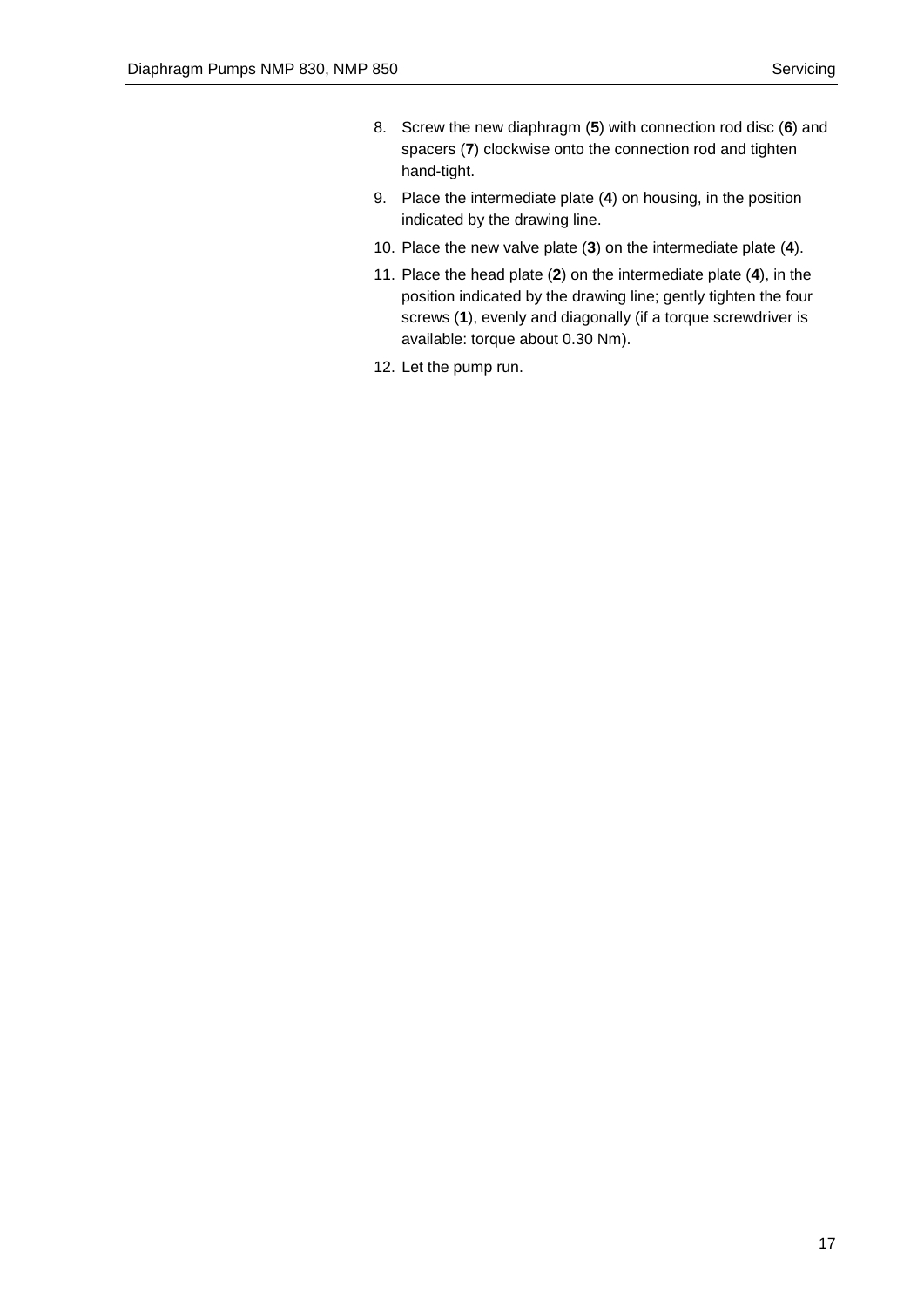8. Screw the new diaphragm (**5**) with connection rod disc (**6**) and spacers (**7**) clockwise onto the connection rod and tighten hand-tight.
9. Place the intermediate plate (**4**) on housing, in the position indicated by the drawing line.
10. Place the new valve plate (**3**) on the intermediate plate (**4**).
11. Place the head plate (**2**) on the intermediate plate (**4**), in the position indicated by the drawing line; gently tighten the four screws (**1**), evenly and diagonally (if a torque screwdriver is available: torque about 0.30 Nm).
12. Let the pump run.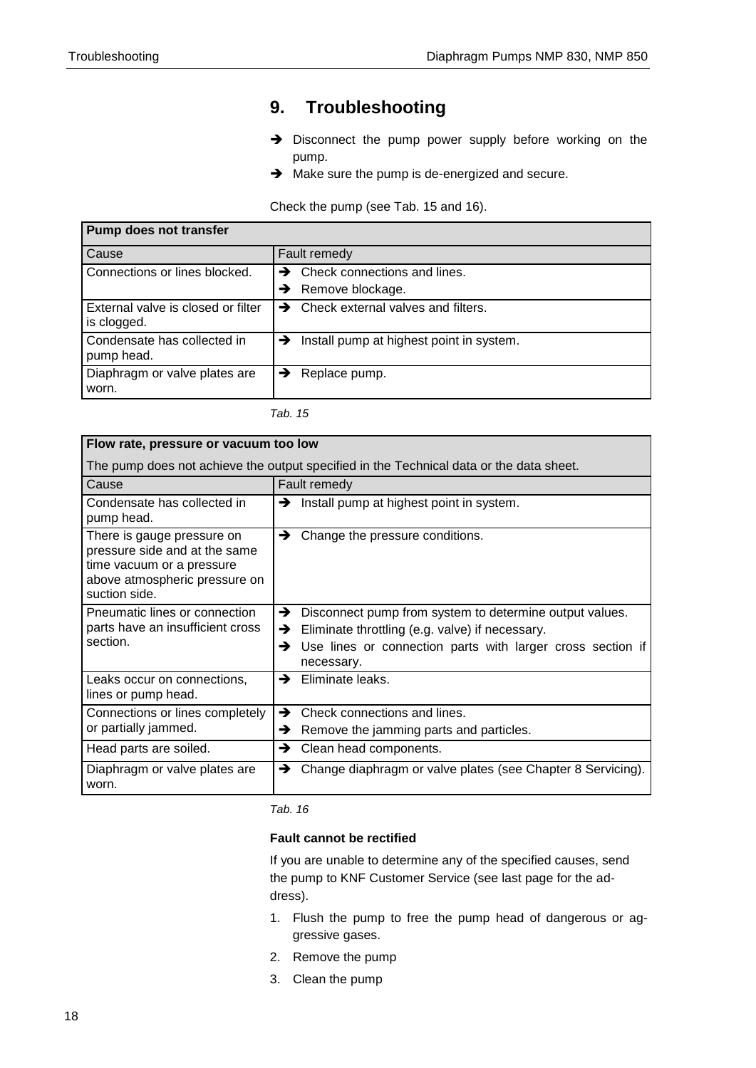# 9. Troubleshooting

➔ Disconnect the pump power supply before working on the pump.
➔ Make sure the pump is de-energized and secure.

Check the pump (see Tab. 15 and 16).

| **Pump does not transfer** | |
|---|---|
| Cause | Fault remedy |
| Connections or lines blocked. | ➔ Check connections and lines.<br>➔ Remove blockage. |
| External valve is closed or filter is clogged. | ➔ Check external valves and filters. |
| Condensate has collected in pump head. | ➔ Install pump at highest point in system. |
| Diaphragm or valve plates are worn. | ➔ Replace pump. |

*Tab. 15*

| **Flow rate, pressure or vacuum too low**<br>The pump does not achieve the output specified in the Technical data or the data sheet. | |
|---|---|
| Cause | Fault remedy |
| Condensate has collected in pump head. | ➔ Install pump at highest point in system. |
| There is gauge pressure on pressure side and at the same time vacuum or a pressure above atmospheric pressure on suction side. | ➔ Change the pressure conditions. |
| Pneumatic lines or connection parts have an insufficient cross section. | ➔ Disconnect pump from system to determine output values.<br>➔ Eliminate throttling (e.g. valve) if necessary.<br>➔ Use lines or connection parts with larger cross section if necessary. |
| Leaks occur on connections, lines or pump head. | ➔ Eliminate leaks. |
| Connections or lines completely or partially jammed. | ➔ Check connections and lines.<br>➔ Remove the jamming parts and particles. |
| Head parts are soiled. | ➔ Clean head components. |
| Diaphragm or valve plates are worn. | ➔ Change diaphragm or valve plates (see Chapter 8 Servicing). |

*Tab. 16*

**Fault cannot be rectified**

If you are unable to determine any of the specified causes, send the pump to KNF Customer Service (see last page for the address).

1. Flush the pump to free the pump head of dangerous or aggressive gases.
2. Remove the pump
3. Clean the pump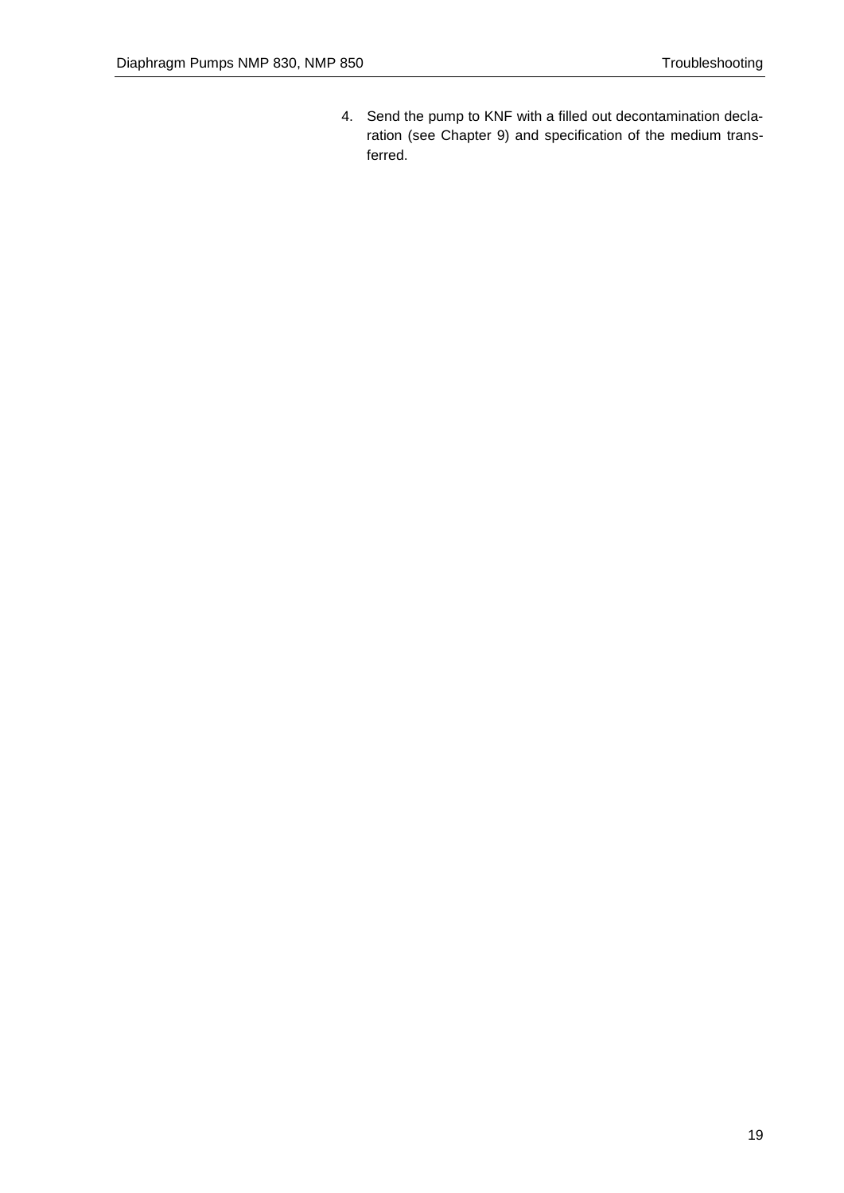4. Send the pump to KNF with a filled out decontamination declaration (see Chapter 9) and specification of the medium transferred.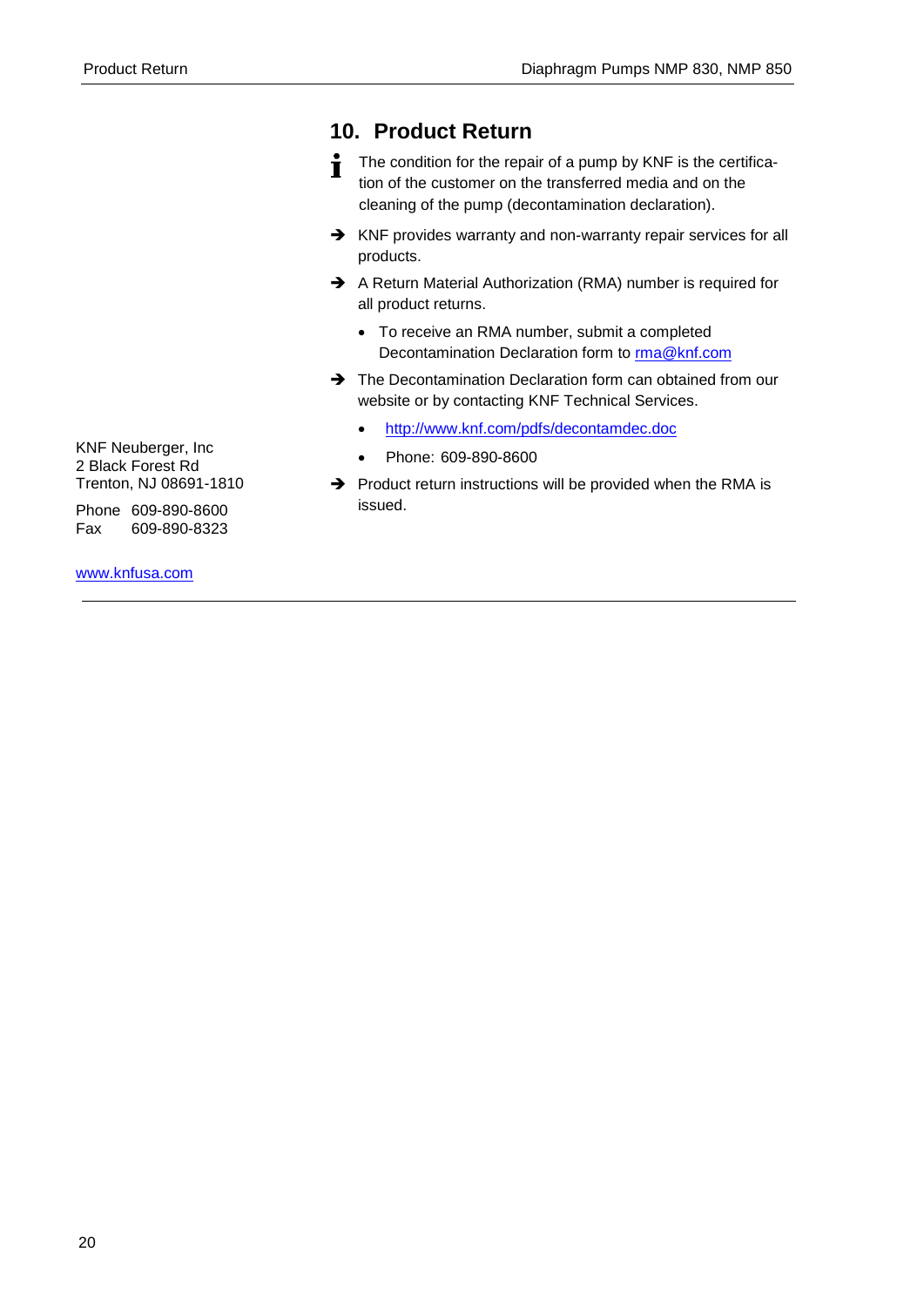## 10. Product Return

The condition for the repair of a pump by KNF is the certification of the customer on the transferred media and on the cleaning of the pump (decontamination declaration).

➔ KNF provides warranty and non-warranty repair services for all products.

➔ A Return Material Authorization (RMA) number is required for all product returns.

- To receive an RMA number, submit a completed Decontamination Declaration form to rma@knf.com

➔ The Decontamination Declaration form can obtained from our website or by contacting KNF Technical Services.

- http://www.knf.com/pdfs/decontamdec.doc
- Phone: 609-890-8600

➔ Product return instructions will be provided when the RMA is issued.

KNF Neuberger, Inc
2 Black Forest Rd
Trenton, NJ 08691-1810

Phone 609-890-8600
Fax 609-890-8323

www.knfusa.com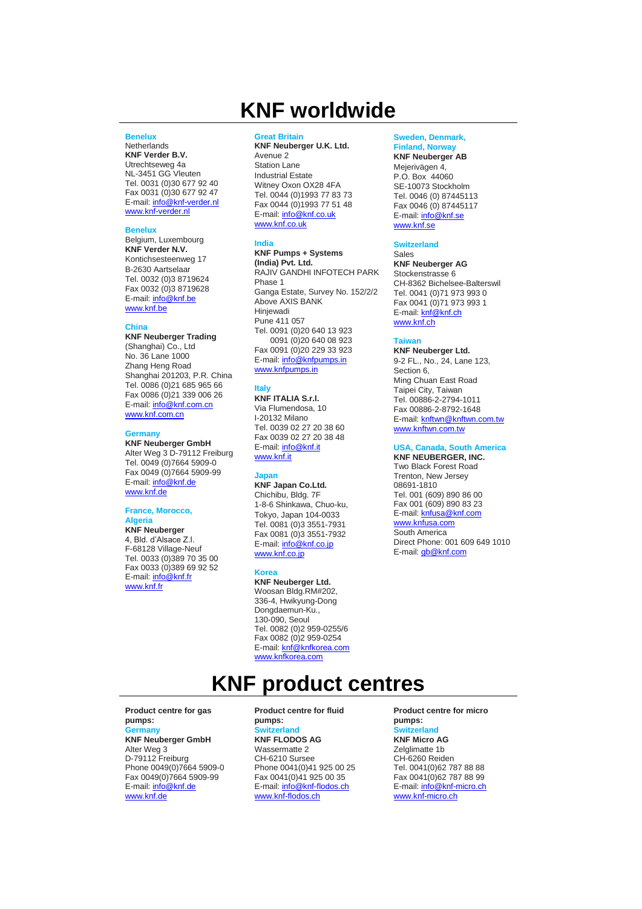# KNF worldwide

**Benelux**
Netherlands
**KNF Verder B.V.**
Utrechtseweg 4a
NL-3451 GG Vleuten
Tel. 0031 (0)30 677 92 40
Fax 0031 (0)30 677 92 47
E-mail: info@knf-verder.nl
www.knf-verder.nl

**Benelux**
Belgium, Luxembourg
**KNF Verder N.V.**
Kontichsesteenweg 17
B-2630 Aartselaar
Tel. 0032 (0)3 8719624
Fax 0032 (0)3 8719628
E-mail: info@knf.be
www.knf.be

**China**
**KNF Neuberger Trading**
(Shanghai) Co., Ltd
No. 36 Lane 1000
Zhang Heng Road
Shanghai 201203, P.R. China
Tel. 0086 (0)21 685 965 66
Fax 0086 (0)21 339 006 26
E-mail: info@knf.com.cn
www.knf.com.cn

**Germany**
**KNF Neuberger GmbH**
Alter Weg 3 D-79112 Freiburg
Tel. 0049 (0)7664 5909-0
Fax 0049 (0)7664 5909-99
E-mail: info@knf.de
www.knf.de

**France, Morocco, Algeria**
**KNF Neuberger**
4, Bld. d'Alsace Z.I.
F-68128 Village-Neuf
Tel. 0033 (0)389 70 35 00
Fax 0033 (0)389 69 92 52
E-mail: info@knf.fr
www.knf.fr

**Great Britain**
**KNF Neuberger U.K. Ltd.**
Avenue 2
Station Lane
Industrial Estate
Witney Oxon OX28 4FA
Tel. 0044 (0)1993 77 83 73
Fax 0044 (0)1993 77 51 48
E-mail: info@knf.co.uk
www.knf.co.uk

**India**
**KNF Pumps + Systems (India) Pvt. Ltd.**
RAJIV GANDHI INFOTECH PARK
Phase 1
Ganga Estate, Survey No. 152/2/2
Above AXIS BANK
Hinjewadi
Pune 411 057
Tel. 0091 (0)20 640 13 923
0091 (0)20 640 08 923
Fax 0091 (0)20 229 33 923
E-mail: info@knfpumps.in
www.knfpumps.in

**Italy**
**KNF ITALIA S.r.l.**
Via Flumendosa, 10
I-20132 Milano
Tel. 0039 02 27 20 38 60
Fax 0039 02 27 20 38 48
E-mail: info@knf.it
www.knf.it

**Japan**
**KNF Japan Co.Ltd.**
Chichibu, Bldg. 7F
1-8-6 Shinkawa, Chuo-ku,
Tokyo, Japan 104-0033
Tel. 0081 (0)3 3551-7931
Fax 0081 (0)3 3551-7932
E-mail: info@knf.co.jp
www.knf.co.jp

**Korea**
**KNF Neuberger Ltd.**
Woosan Bldg.RM#202,
336-4, Hwikyung-Dong
Dongdaemun-Ku.,
130-090, Seoul
Tel. 0082 (0)2 959-0255/6
Fax 0082 (0)2 959-0254
E-mail: knf@knfkorea.com
www.knfkorea.com

**Sweden, Denmark, Finland, Norway**
**KNF Neuberger AB**
Mejerivägen 4,
P.O. Box 44060
SE-10073 Stockholm
Tel. 0046 (0) 87445113
Fax 0046 (0) 87445117
E-mail: info@knf.se
www.knf.se

**Switzerland**
Sales
**KNF Neuberger AG**
Stockenstrasse 6
CH-8362 Bichelsee-Balterswil
Tel. 0041 (0)71 973 993 0
Fax 0041 (0)71 973 993 1
E-mail: knf@knf.ch
www.knf.ch

**Taiwan**
**KNF Neuberger Ltd.**
9-2 FL., No., 24, Lane 123,
Section 6,
Ming Chuan East Road
Taipei City, Taiwan
Tel. 00886-2-2794-1011
Fax 00886-2-8792-1648
E-mail: knftwn@knftwn.com.tw
www.knftwn.com.tw

**USA, Canada, South America**
**KNF NEUBERGER, INC.**
Two Black Forest Road
Trenton, New Jersey
08691-1810
Tel. 001 (609) 890 86 00
Fax 001 (609) 890 83 23
E-mail: knfusa@knf.com
www.knfusa.com
South America
Direct Phone: 001 609 649 1010
E-mail: gb@knf.com

# KNF product centres

**Product centre for gas pumps:**
**Germany**
**KNF Neuberger GmbH**
Alter Weg 3
D-79112 Freiburg
Phone 0049(0)7664 5909-0
Fax 0049(0)7664 5909-99
E-mail: info@knf.de
www.knf.de

**Product centre for fluid pumps:**
**Switzerland**
**KNF FLODOS AG**
Wassermatte 2
CH-6210 Sursee
Phone 0041(0)41 925 00 25
Fax 0041(0)41 925 00 35
E-mail: info@knf-flodos.ch
www.knf-flodos.ch

**Product centre for micro pumps:**
**Switzerland**
**KNF Micro AG**
Zelglimatte 1b
CH-6260 Reiden
Tel. 0041(0)62 787 88 88
Fax 0041(0)62 787 88 99
E-mail: info@knf-micro.ch
www.knf-micro.ch